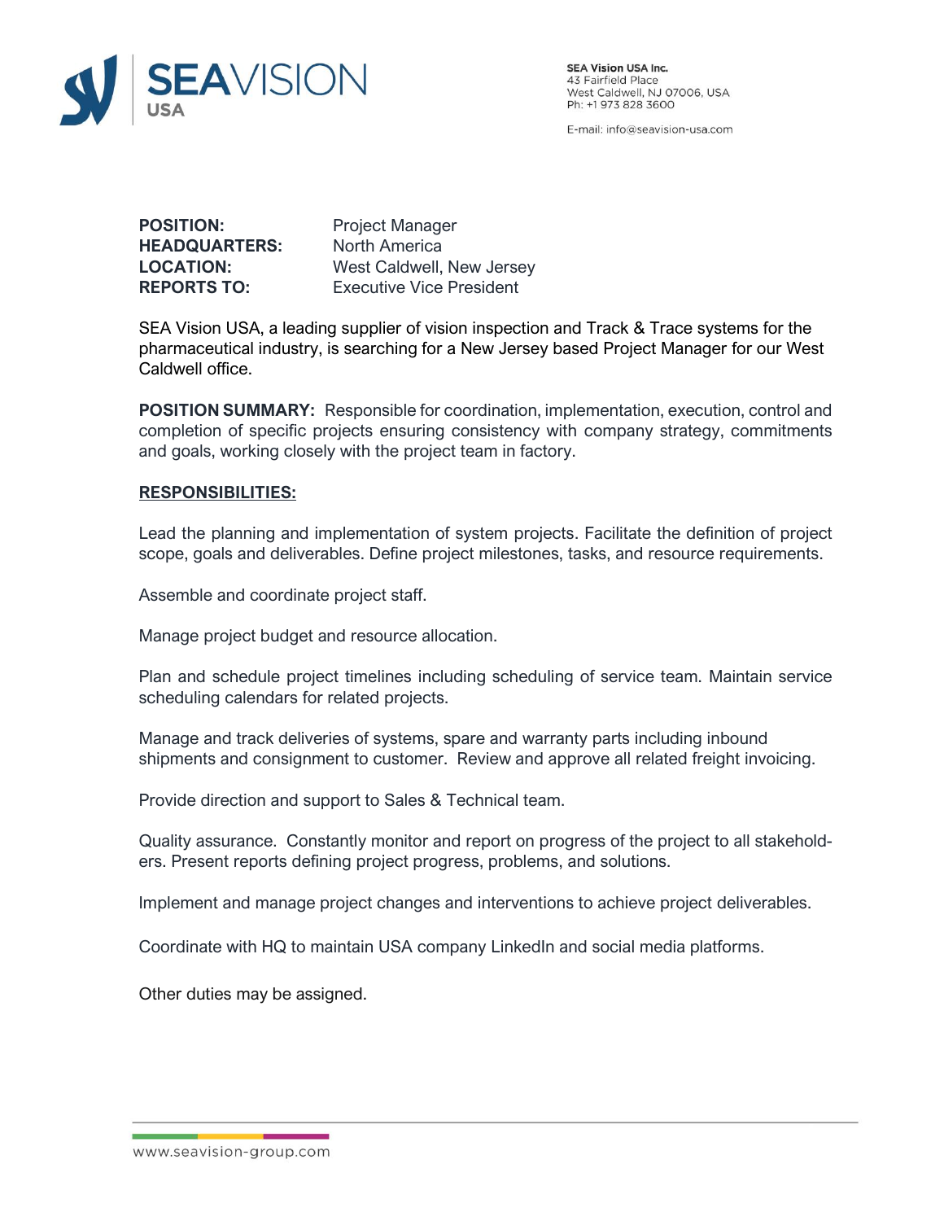SEAVISION USA

SEA Vision USA Inc.
43 Fairfield Place
West Caldwell, NJ 07006, USA
Ph: +1 973 828 3600

E-mail: info@seavision-usa.com

**POSITION:** Project Manager
**HEADQUARTERS:** North America
**LOCATION:** West Caldwell, New Jersey
**REPORTS TO:** Executive Vice President

SEA Vision USA, a leading supplier of vision inspection and Track & Trace systems for the pharmaceutical industry, is searching for a New Jersey based Project Manager for our West Caldwell office.

**POSITION SUMMARY:** Responsible for coordination, implementation, execution, control and completion of specific projects ensuring consistency with company strategy, commitments and goals, working closely with the project team in factory.

**RESPONSIBILITIES:**

Lead the planning and implementation of system projects. Facilitate the definition of project scope, goals and deliverables. Define project milestones, tasks, and resource requirements.

Assemble and coordinate project staff.

Manage project budget and resource allocation.

Plan and schedule project timelines including scheduling of service team. Maintain service scheduling calendars for related projects.

Manage and track deliveries of systems, spare and warranty parts including inbound shipments and consignment to customer. Review and approve all related freight invoicing.

Provide direction and support to Sales & Technical team.

Quality assurance. Constantly monitor and report on progress of the project to all stakeholders. Present reports defining project progress, problems, and solutions.

Implement and manage project changes and interventions to achieve project deliverables.

Coordinate with HQ to maintain USA company LinkedIn and social media platforms.

Other duties may be assigned.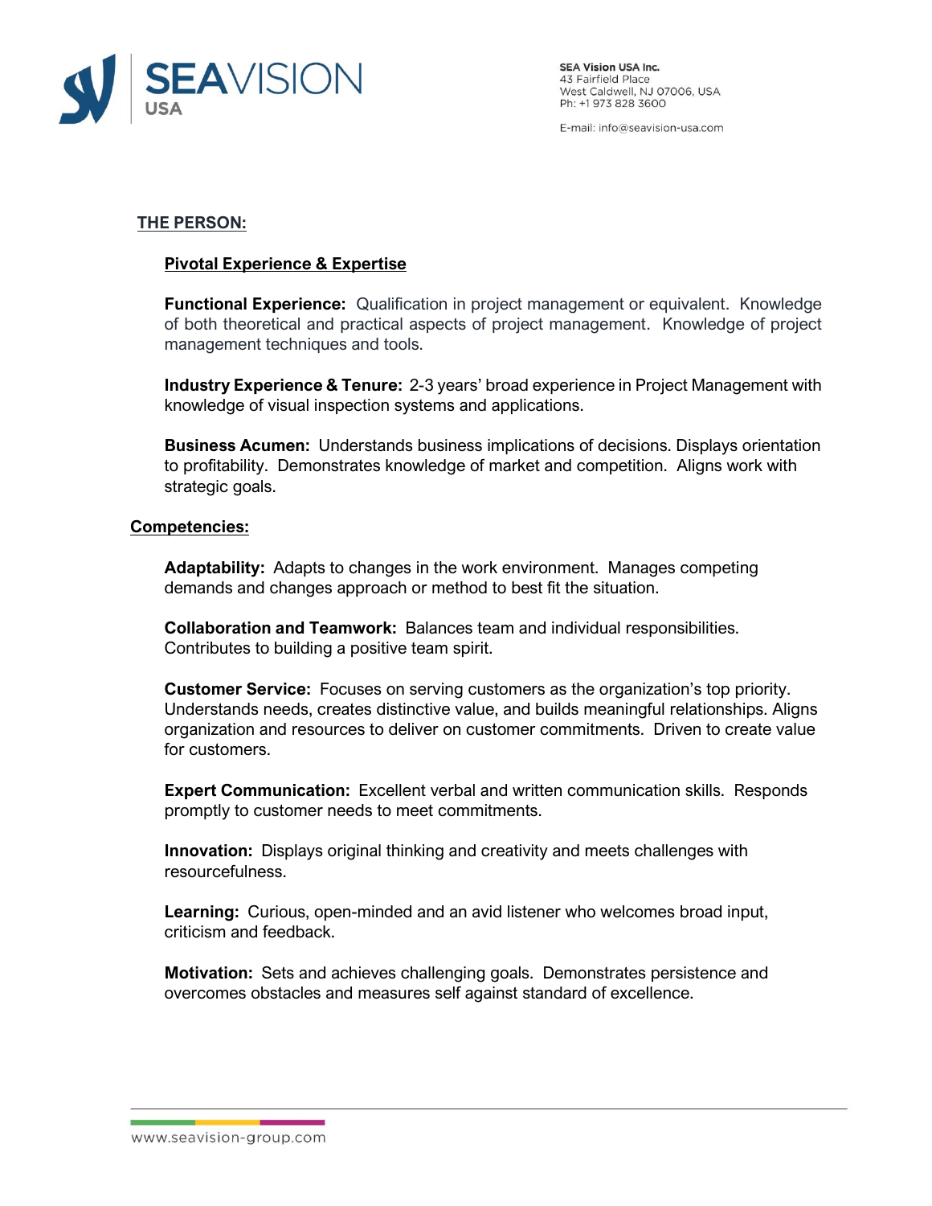## THE PERSON:

### Pivotal Experience & Expertise

**Functional Experience:** Qualification in project management or equivalent. Knowledge of both theoretical and practical aspects of project management. Knowledge of project management techniques and tools.

**Industry Experience & Tenure:** 2-3 years' broad experience in Project Management with knowledge of visual inspection systems and applications.

**Business Acumen:** Understands business implications of decisions. Displays orientation to profitability. Demonstrates knowledge of market and competition. Aligns work with strategic goals.

## Competencies:

**Adaptability:** Adapts to changes in the work environment. Manages competing demands and changes approach or method to best fit the situation.

**Collaboration and Teamwork:** Balances team and individual responsibilities. Contributes to building a positive team spirit.

**Customer Service:** Focuses on serving customers as the organization's top priority. Understands needs, creates distinctive value, and builds meaningful relationships. Aligns organization and resources to deliver on customer commitments. Driven to create value for customers.

**Expert Communication:** Excellent verbal and written communication skills. Responds promptly to customer needs to meet commitments.

**Innovation:** Displays original thinking and creativity and meets challenges with resourcefulness.

**Learning:** Curious, open-minded and an avid listener who welcomes broad input, criticism and feedback.

**Motivation:** Sets and achieves challenging goals. Demonstrates persistence and overcomes obstacles and measures self against standard of excellence.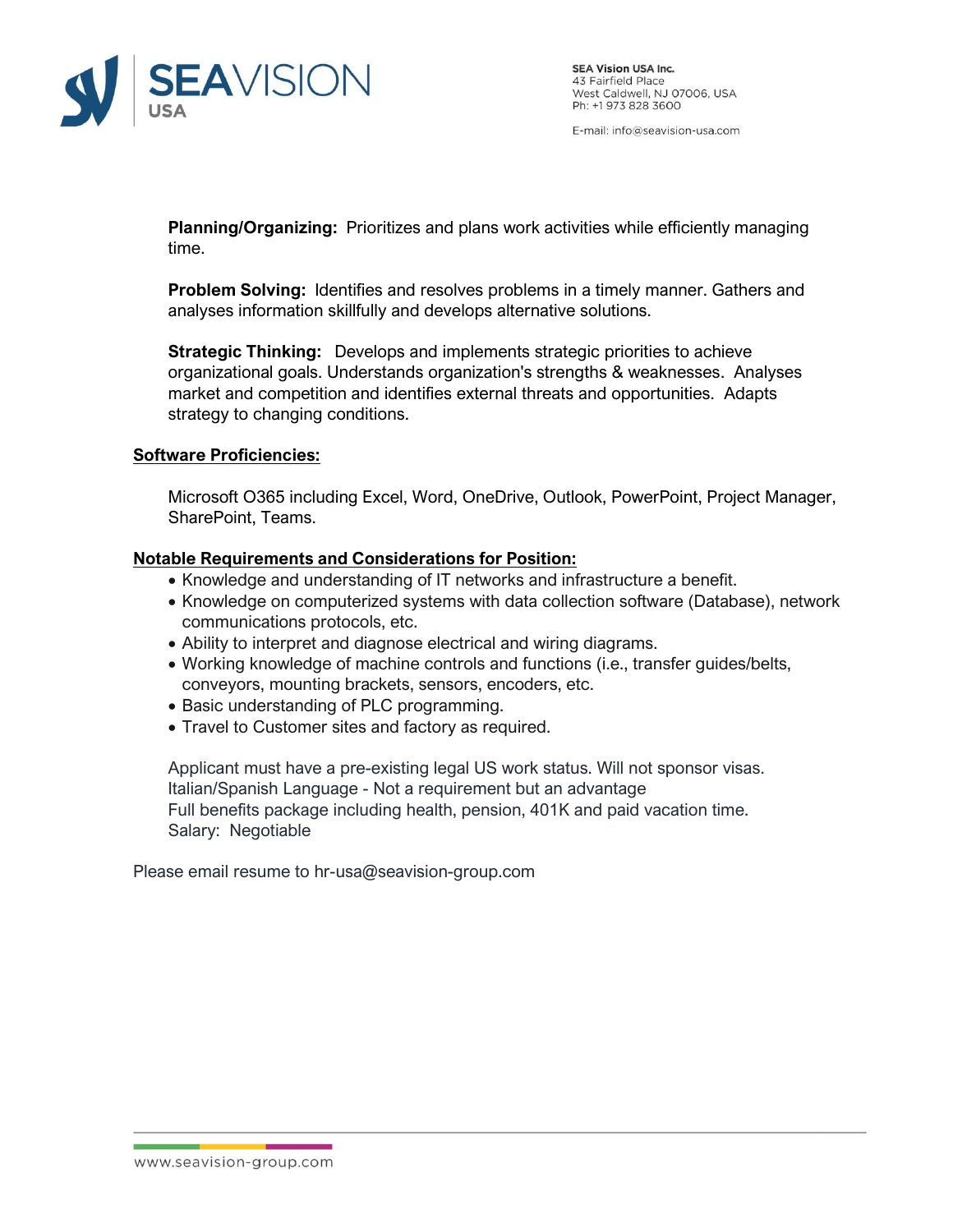**Planning/Organizing:** Prioritizes and plans work activities while efficiently managing time.

**Problem Solving:** Identifies and resolves problems in a timely manner. Gathers and analyses information skillfully and develops alternative solutions.

**Strategic Thinking:** Develops and implements strategic priorities to achieve organizational goals. Understands organization's strengths & weaknesses. Analyses market and competition and identifies external threats and opportunities. Adapts strategy to changing conditions.

## Software Proficiencies:

Microsoft O365 including Excel, Word, OneDrive, Outlook, PowerPoint, Project Manager, SharePoint, Teams.

## Notable Requirements and Considerations for Position:

- Knowledge and understanding of IT networks and infrastructure a benefit.
- Knowledge on computerized systems with data collection software (Database), network communications protocols, etc.
- Ability to interpret and diagnose electrical and wiring diagrams.
- Working knowledge of machine controls and functions (i.e., transfer guides/belts, conveyors, mounting brackets, sensors, encoders, etc.
- Basic understanding of PLC programming.
- Travel to Customer sites and factory as required.

Applicant must have a pre-existing legal US work status. Will not sponsor visas.
Italian/Spanish Language - Not a requirement but an advantage
Full benefits package including health, pension, 401K and paid vacation time.
Salary: Negotiable

Please email resume to hr-usa@seavision-group.com